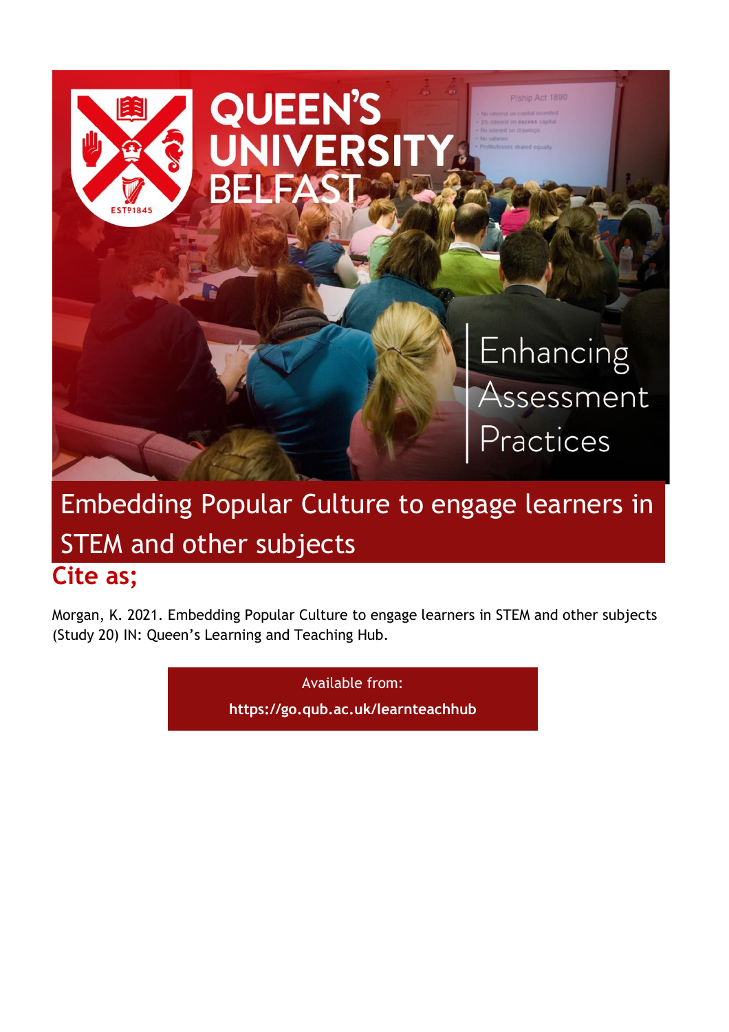QUEEN'S UNIVERSITY BELFAST

Enhancing Assessment Practices

# Embedding Popular Culture to engage learners in STEM and other subjects

## Cite as;

Morgan, K. 2021. Embedding Popular Culture to engage learners in STEM and other subjects (Study 20) IN: Queen's Learning and Teaching Hub.

Available from:

**https://go.qub.ac.uk/learnteachhub**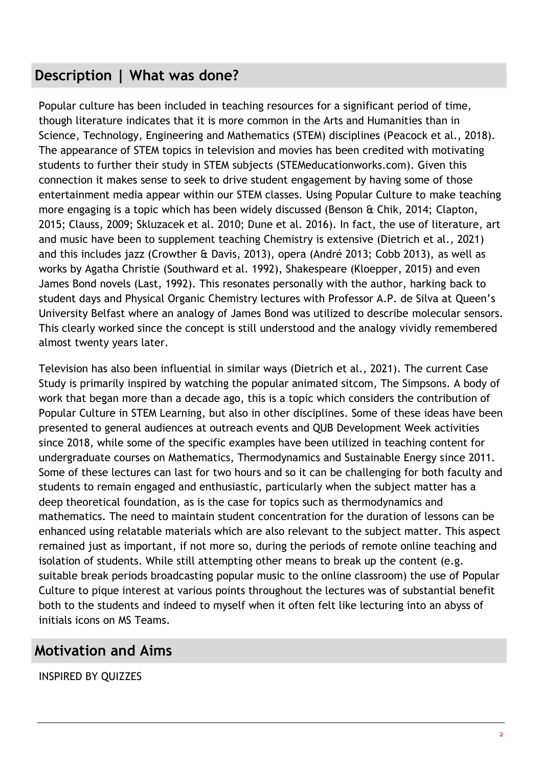## Description | What was done?

Popular culture has been included in teaching resources for a significant period of time, though literature indicates that it is more common in the Arts and Humanities than in Science, Technology, Engineering and Mathematics (STEM) disciplines (Peacock et al., 2018). The appearance of STEM topics in television and movies has been credited with motivating students to further their study in STEM subjects (STEMeducationworks.com). Given this connection it makes sense to seek to drive student engagement by having some of those entertainment media appear within our STEM classes. Using Popular Culture to make teaching more engaging is a topic which has been widely discussed (Benson & Chik, 2014; Clapton, 2015; Clauss, 2009; Skluzacek et al. 2010; Dune et al. 2016). In fact, the use of literature, art and music have been to supplement teaching Chemistry is extensive (Dietrich et al., 2021) and this includes jazz (Crowther & Davis, 2013), opera (André 2013; Cobb 2013), as well as works by Agatha Christie (Southward et al. 1992), Shakespeare (Kloepper, 2015) and even James Bond novels (Last, 1992). This resonates personally with the author, harking back to student days and Physical Organic Chemistry lectures with Professor A.P. de Silva at Queen's University Belfast where an analogy of James Bond was utilized to describe molecular sensors. This clearly worked since the concept is still understood and the analogy vividly remembered almost twenty years later.

Television has also been influential in similar ways (Dietrich et al., 2021). The current Case Study is primarily inspired by watching the popular animated sitcom, The Simpsons. A body of work that began more than a decade ago, this is a topic which considers the contribution of Popular Culture in STEM Learning, but also in other disciplines. Some of these ideas have been presented to general audiences at outreach events and QUB Development Week activities since 2018, while some of the specific examples have been utilized in teaching content for undergraduate courses on Mathematics, Thermodynamics and Sustainable Energy since 2011. Some of these lectures can last for two hours and so it can be challenging for both faculty and students to remain engaged and enthusiastic, particularly when the subject matter has a deep theoretical foundation, as is the case for topics such as thermodynamics and mathematics. The need to maintain student concentration for the duration of lessons can be enhanced using relatable materials which are also relevant to the subject matter. This aspect remained just as important, if not more so, during the periods of remote online teaching and isolation of students. While still attempting other means to break up the content (e.g. suitable break periods broadcasting popular music to the online classroom) the use of Popular Culture to pique interest at various points throughout the lectures was of substantial benefit both to the students and indeed to myself when it often felt like lecturing into an abyss of initials icons on MS Teams.

## Motivation and Aims

INSPIRED BY QUIZZES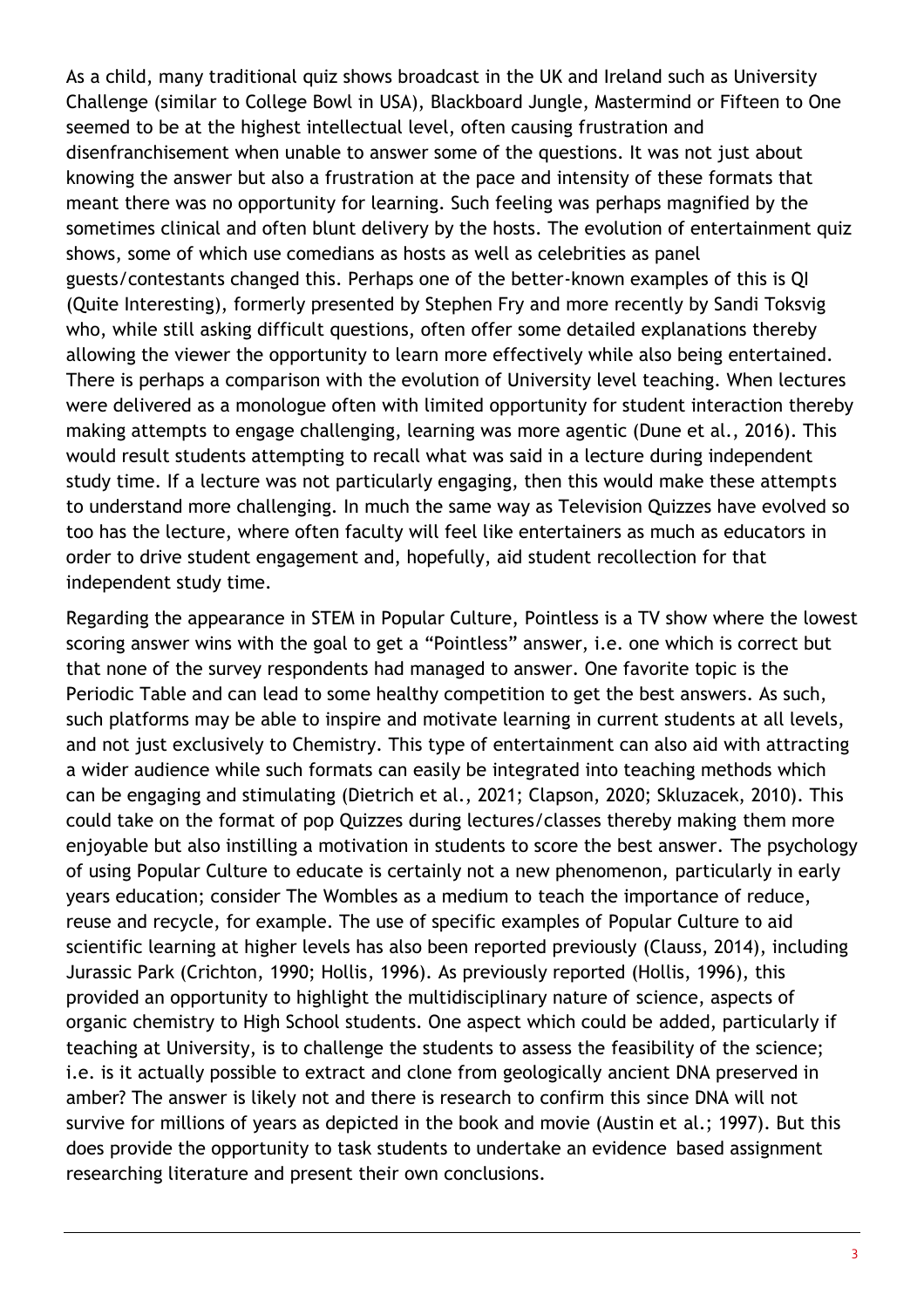As a child, many traditional quiz shows broadcast in the UK and Ireland such as University Challenge (similar to College Bowl in USA), Blackboard Jungle, Mastermind or Fifteen to One seemed to be at the highest intellectual level, often causing frustration and disenfranchisement when unable to answer some of the questions. It was not just about knowing the answer but also a frustration at the pace and intensity of these formats that meant there was no opportunity for learning. Such feeling was perhaps magnified by the sometimes clinical and often blunt delivery by the hosts. The evolution of entertainment quiz shows, some of which use comedians as hosts as well as celebrities as panel guests/contestants changed this. Perhaps one of the better-known examples of this is QI (Quite Interesting), formerly presented by Stephen Fry and more recently by Sandi Toksvig who, while still asking difficult questions, often offer some detailed explanations thereby allowing the viewer the opportunity to learn more effectively while also being entertained. There is perhaps a comparison with the evolution of University level teaching. When lectures were delivered as a monologue often with limited opportunity for student interaction thereby making attempts to engage challenging, learning was more agentic (Dune et al., 2016). This would result students attempting to recall what was said in a lecture during independent study time. If a lecture was not particularly engaging, then this would make these attempts to understand more challenging. In much the same way as Television Quizzes have evolved so too has the lecture, where often faculty will feel like entertainers as much as educators in order to drive student engagement and, hopefully, aid student recollection for that independent study time.

Regarding the appearance in STEM in Popular Culture, Pointless is a TV show where the lowest scoring answer wins with the goal to get a "Pointless" answer, i.e. one which is correct but that none of the survey respondents had managed to answer. One favorite topic is the Periodic Table and can lead to some healthy competition to get the best answers. As such, such platforms may be able to inspire and motivate learning in current students at all levels, and not just exclusively to Chemistry. This type of entertainment can also aid with attracting a wider audience while such formats can easily be integrated into teaching methods which can be engaging and stimulating (Dietrich et al., 2021; Clapson, 2020; Skluzacek, 2010). This could take on the format of pop Quizzes during lectures/classes thereby making them more enjoyable but also instilling a motivation in students to score the best answer. The psychology of using Popular Culture to educate is certainly not a new phenomenon, particularly in early years education; consider The Wombles as a medium to teach the importance of reduce, reuse and recycle, for example. The use of specific examples of Popular Culture to aid scientific learning at higher levels has also been reported previously (Clauss, 2014), including Jurassic Park (Crichton, 1990; Hollis, 1996). As previously reported (Hollis, 1996), this provided an opportunity to highlight the multidisciplinary nature of science, aspects of organic chemistry to High School students. One aspect which could be added, particularly if teaching at University, is to challenge the students to assess the feasibility of the science; i.e. is it actually possible to extract and clone from geologically ancient DNA preserved in amber? The answer is likely not and there is research to confirm this since DNA will not survive for millions of years as depicted in the book and movie (Austin et al.; 1997). But this does provide the opportunity to task students to undertake an evidence based assignment researching literature and present their own conclusions.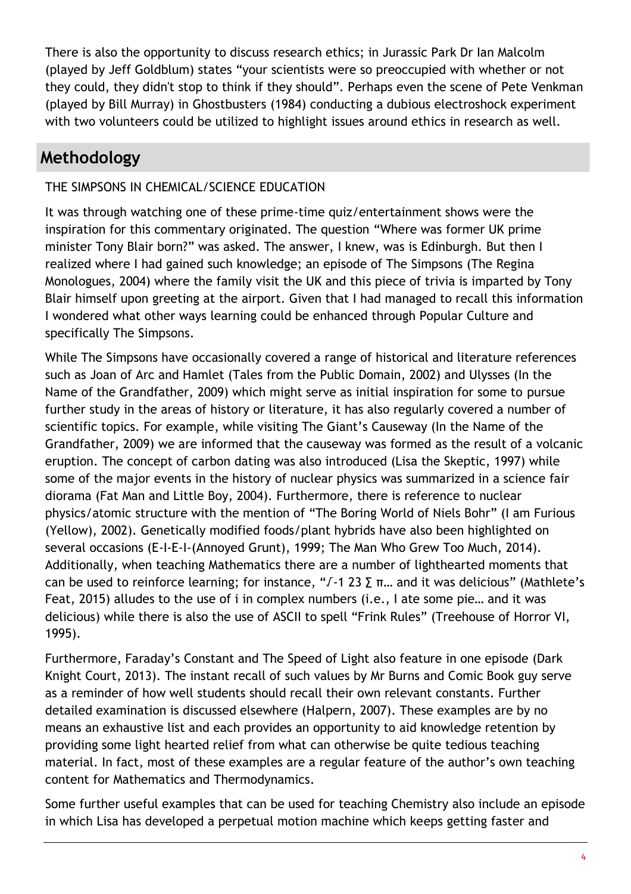There is also the opportunity to discuss research ethics; in Jurassic Park Dr Ian Malcolm (played by Jeff Goldblum) states "your scientists were so preoccupied with whether or not they could, they didn't stop to think if they should". Perhaps even the scene of Pete Venkman (played by Bill Murray) in Ghostbusters (1984) conducting a dubious electroshock experiment with two volunteers could be utilized to highlight issues around ethics in research as well.

## Methodology

THE SIMPSONS IN CHEMICAL/SCIENCE EDUCATION

It was through watching one of these prime-time quiz/entertainment shows were the inspiration for this commentary originated. The question "Where was former UK prime minister Tony Blair born?" was asked. The answer, I knew, was is Edinburgh. But then I realized where I had gained such knowledge; an episode of The Simpsons (The Regina Monologues, 2004) where the family visit the UK and this piece of trivia is imparted by Tony Blair himself upon greeting at the airport. Given that I had managed to recall this information I wondered what other ways learning could be enhanced through Popular Culture and specifically The Simpsons.

While The Simpsons have occasionally covered a range of historical and literature references such as Joan of Arc and Hamlet (Tales from the Public Domain, 2002) and Ulysses (In the Name of the Grandfather, 2009) which might serve as initial inspiration for some to pursue further study in the areas of history or literature, it has also regularly covered a number of scientific topics. For example, while visiting The Giant's Causeway (In the Name of the Grandfather, 2009) we are informed that the causeway was formed as the result of a volcanic eruption. The concept of carbon dating was also introduced (Lisa the Skeptic, 1997) while some of the major events in the history of nuclear physics was summarized in a science fair diorama (Fat Man and Little Boy, 2004). Furthermore, there is reference to nuclear physics/atomic structure with the mention of "The Boring World of Niels Bohr" (I am Furious (Yellow), 2002). Genetically modified foods/plant hybrids have also been highlighted on several occasions (E-I-E-I-(Annoyed Grunt), 1999; The Man Who Grew Too Much, 2014). Additionally, when teaching Mathematics there are a number of lighthearted moments that can be used to reinforce learning; for instance, "$\sqrt{-1}$ $2^3$ $\Sigma$ $\pi$… and it was delicious" (Mathlete's Feat, 2015) alludes to the use of i in complex numbers (i.e., I ate some pie… and it was delicious) while there is also the use of ASCII to spell "Frink Rules" (Treehouse of Horror VI, 1995).

Furthermore, Faraday's Constant and The Speed of Light also feature in one episode (Dark Knight Court, 2013). The instant recall of such values by Mr Burns and Comic Book guy serve as a reminder of how well students should recall their own relevant constants. Further detailed examination is discussed elsewhere (Halpern, 2007). These examples are by no means an exhaustive list and each provides an opportunity to aid knowledge retention by providing some light hearted relief from what can otherwise be quite tedious teaching material. In fact, most of these examples are a regular feature of the author's own teaching content for Mathematics and Thermodynamics.

Some further useful examples that can be used for teaching Chemistry also include an episode in which Lisa has developed a perpetual motion machine which keeps getting faster and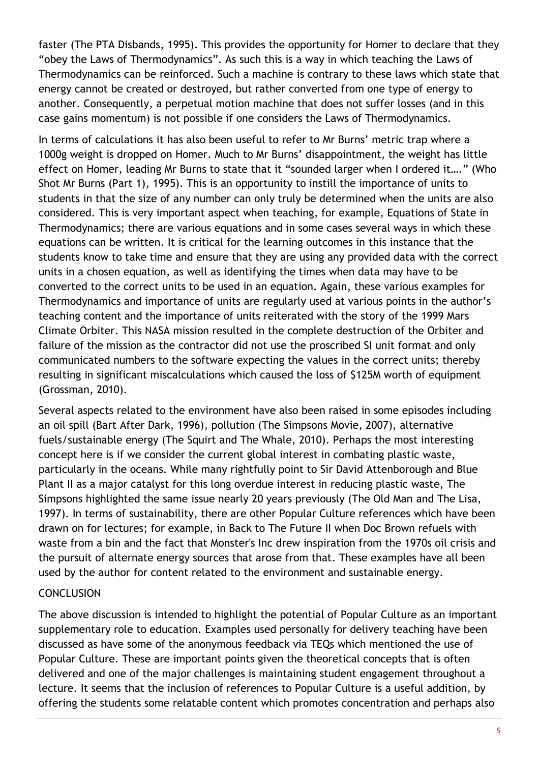faster (The PTA Disbands, 1995). This provides the opportunity for Homer to declare that they "obey the Laws of Thermodynamics". As such this is a way in which teaching the Laws of Thermodynamics can be reinforced. Such a machine is contrary to these laws which state that energy cannot be created or destroyed, but rather converted from one type of energy to another. Consequently, a perpetual motion machine that does not suffer losses (and in this case gains momentum) is not possible if one considers the Laws of Thermodynamics.

In terms of calculations it has also been useful to refer to Mr Burns' metric trap where a 1000g weight is dropped on Homer. Much to Mr Burns' disappointment, the weight has little effect on Homer, leading Mr Burns to state that it "sounded larger when I ordered it…." (Who Shot Mr Burns (Part 1), 1995). This is an opportunity to instill the importance of units to students in that the size of any number can only truly be determined when the units are also considered. This is very important aspect when teaching, for example, Equations of State in Thermodynamics; there are various equations and in some cases several ways in which these equations can be written. It is critical for the learning outcomes in this instance that the students know to take time and ensure that they are using any provided data with the correct units in a chosen equation, as well as identifying the times when data may have to be converted to the correct units to be used in an equation. Again, these various examples for Thermodynamics and importance of units are regularly used at various points in the author's teaching content and the importance of units reiterated with the story of the 1999 Mars Climate Orbiter. This NASA mission resulted in the complete destruction of the Orbiter and failure of the mission as the contractor did not use the proscribed SI unit format and only communicated numbers to the software expecting the values in the correct units; thereby resulting in significant miscalculations which caused the loss of $125M worth of equipment (Grossman, 2010).

Several aspects related to the environment have also been raised in some episodes including an oil spill (Bart After Dark, 1996), pollution (The Simpsons Movie, 2007), alternative fuels/sustainable energy (The Squirt and The Whale, 2010). Perhaps the most interesting concept here is if we consider the current global interest in combating plastic waste, particularly in the oceans. While many rightfully point to Sir David Attenborough and Blue Plant II as a major catalyst for this long overdue interest in reducing plastic waste, The Simpsons highlighted the same issue nearly 20 years previously (The Old Man and The Lisa, 1997). In terms of sustainability, there are other Popular Culture references which have been drawn on for lectures; for example, in Back to The Future II when Doc Brown refuels with waste from a bin and the fact that Monster's Inc drew inspiration from the 1970s oil crisis and the pursuit of alternate energy sources that arose from that. These examples have all been used by the author for content related to the environment and sustainable energy.

## CONCLUSION

The above discussion is intended to highlight the potential of Popular Culture as an important supplementary role to education. Examples used personally for delivery teaching have been discussed as have some of the anonymous feedback via TEQs which mentioned the use of Popular Culture. These are important points given the theoretical concepts that is often delivered and one of the major challenges is maintaining student engagement throughout a lecture. It seems that the inclusion of references to Popular Culture is a useful addition, by offering the students some relatable content which promotes concentration and perhaps also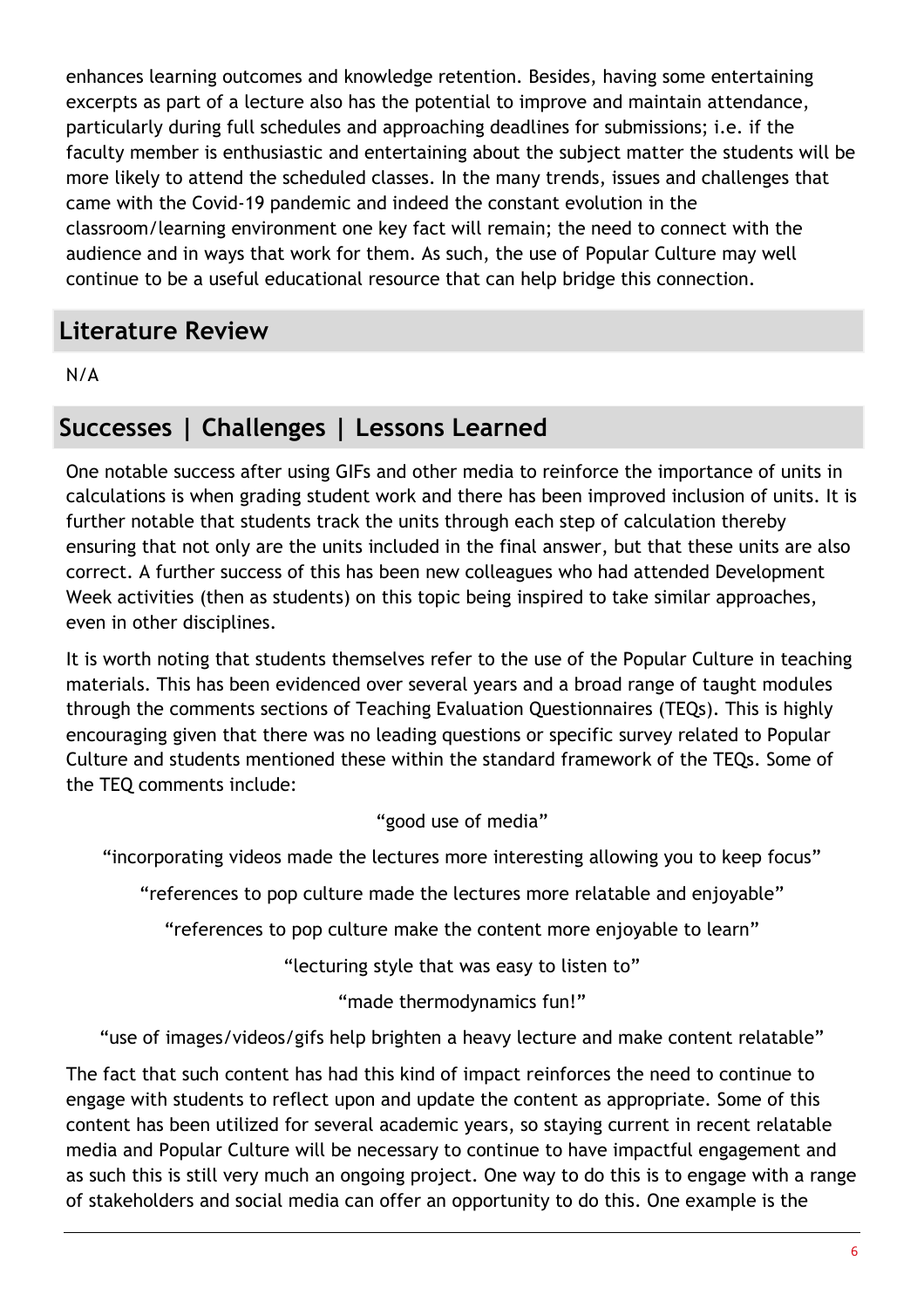enhances learning outcomes and knowledge retention. Besides, having some entertaining excerpts as part of a lecture also has the potential to improve and maintain attendance, particularly during full schedules and approaching deadlines for submissions; i.e. if the faculty member is enthusiastic and entertaining about the subject matter the students will be more likely to attend the scheduled classes. In the many trends, issues and challenges that came with the Covid-19 pandemic and indeed the constant evolution in the classroom/learning environment one key fact will remain; the need to connect with the audience and in ways that work for them. As such, the use of Popular Culture may well continue to be a useful educational resource that can help bridge this connection.

## Literature Review

N/A

## Successes | Challenges | Lessons Learned

One notable success after using GIFs and other media to reinforce the importance of units in calculations is when grading student work and there has been improved inclusion of units. It is further notable that students track the units through each step of calculation thereby ensuring that not only are the units included in the final answer, but that these units are also correct. A further success of this has been new colleagues who had attended Development Week activities (then as students) on this topic being inspired to take similar approaches, even in other disciplines.

It is worth noting that students themselves refer to the use of the Popular Culture in teaching materials. This has been evidenced over several years and a broad range of taught modules through the comments sections of Teaching Evaluation Questionnaires (TEQs). This is highly encouraging given that there was no leading questions or specific survey related to Popular Culture and students mentioned these within the standard framework of the TEQs. Some of the TEQ comments include:

"good use of media"

"incorporating videos made the lectures more interesting allowing you to keep focus"

"references to pop culture made the lectures more relatable and enjoyable"

"references to pop culture make the content more enjoyable to learn"

"lecturing style that was easy to listen to"

"made thermodynamics fun!"

"use of images/videos/gifs help brighten a heavy lecture and make content relatable"

The fact that such content has had this kind of impact reinforces the need to continue to engage with students to reflect upon and update the content as appropriate. Some of this content has been utilized for several academic years, so staying current in recent relatable media and Popular Culture will be necessary to continue to have impactful engagement and as such this is still very much an ongoing project. One way to do this is to engage with a range of stakeholders and social media can offer an opportunity to do this. One example is the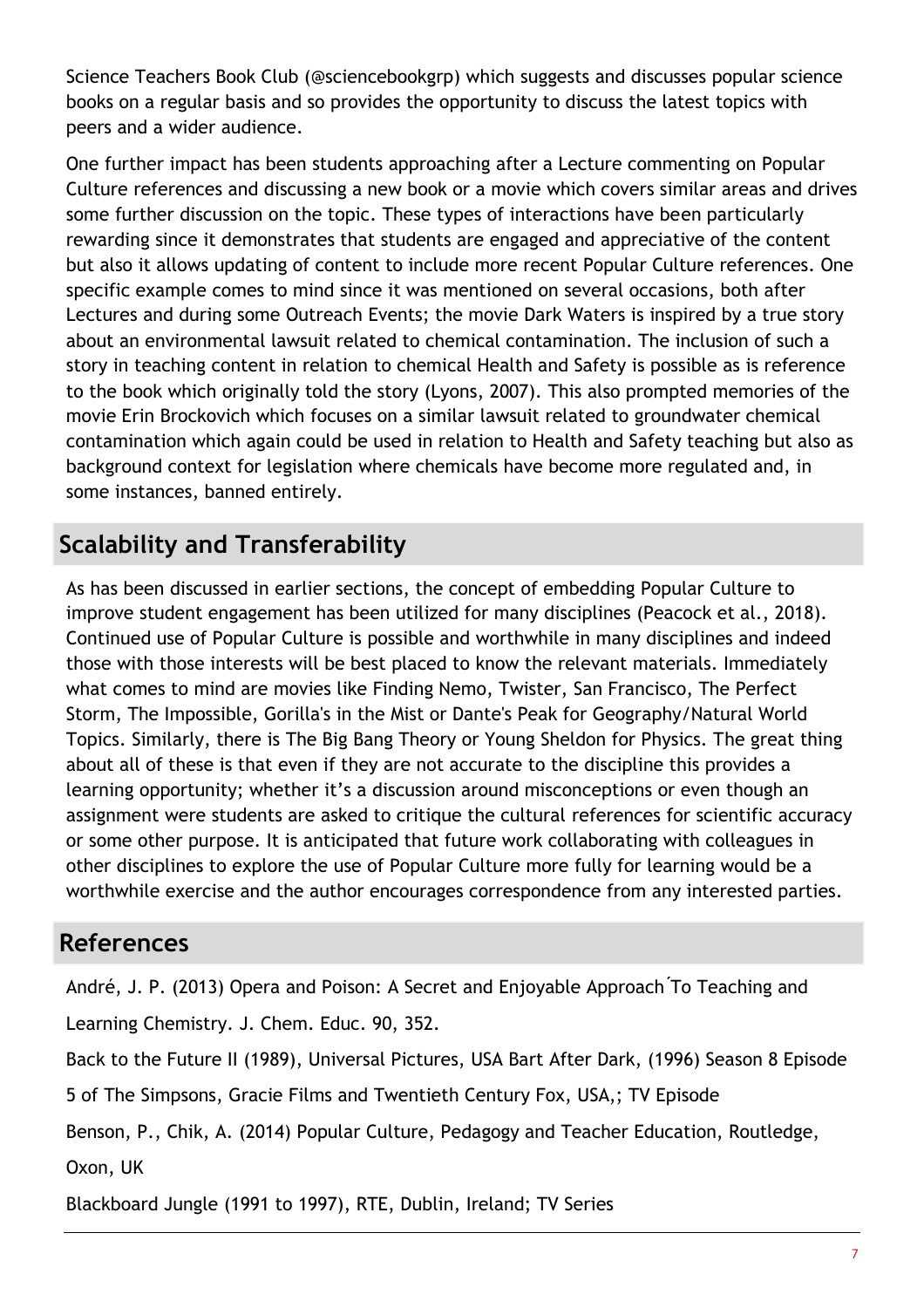Science Teachers Book Club (@sciencebookgrp) which suggests and discusses popular science books on a regular basis and so provides the opportunity to discuss the latest topics with peers and a wider audience.

One further impact has been students approaching after a Lecture commenting on Popular Culture references and discussing a new book or a movie which covers similar areas and drives some further discussion on the topic. These types of interactions have been particularly rewarding since it demonstrates that students are engaged and appreciative of the content but also it allows updating of content to include more recent Popular Culture references. One specific example comes to mind since it was mentioned on several occasions, both after Lectures and during some Outreach Events; the movie Dark Waters is inspired by a true story about an environmental lawsuit related to chemical contamination. The inclusion of such a story in teaching content in relation to chemical Health and Safety is possible as is reference to the book which originally told the story (Lyons, 2007). This also prompted memories of the movie Erin Brockovich which focuses on a similar lawsuit related to groundwater chemical contamination which again could be used in relation to Health and Safety teaching but also as background context for legislation where chemicals have become more regulated and, in some instances, banned entirely.

## Scalability and Transferability

As has been discussed in earlier sections, the concept of embedding Popular Culture to improve student engagement has been utilized for many disciplines (Peacock et al., 2018). Continued use of Popular Culture is possible and worthwhile in many disciplines and indeed those with those interests will be best placed to know the relevant materials. Immediately what comes to mind are movies like Finding Nemo, Twister, San Francisco, The Perfect Storm, The Impossible, Gorilla's in the Mist or Dante's Peak for Geography/Natural World Topics. Similarly, there is The Big Bang Theory or Young Sheldon for Physics. The great thing about all of these is that even if they are not accurate to the discipline this provides a learning opportunity; whether it's a discussion around misconceptions or even though an assignment were students are asked to critique the cultural references for scientific accuracy or some other purpose. It is anticipated that future work collaborating with colleagues in other disciplines to explore the use of Popular Culture more fully for learning would be a worthwhile exercise and the author encourages correspondence from any interested parties.

## References

André, J. P. (2013) Opera and Poison: A Secret and Enjoyable Approach To Teaching and Learning Chemistry. J. Chem. Educ. 90, 352.

Back to the Future II (1989), Universal Pictures, USA Bart After Dark, (1996) Season 8 Episode 5 of The Simpsons, Gracie Films and Twentieth Century Fox, USA,; TV Episode

Benson, P., Chik, A. (2014) Popular Culture, Pedagogy and Teacher Education, Routledge, Oxon, UK

Blackboard Jungle (1991 to 1997), RTE, Dublin, Ireland; TV Series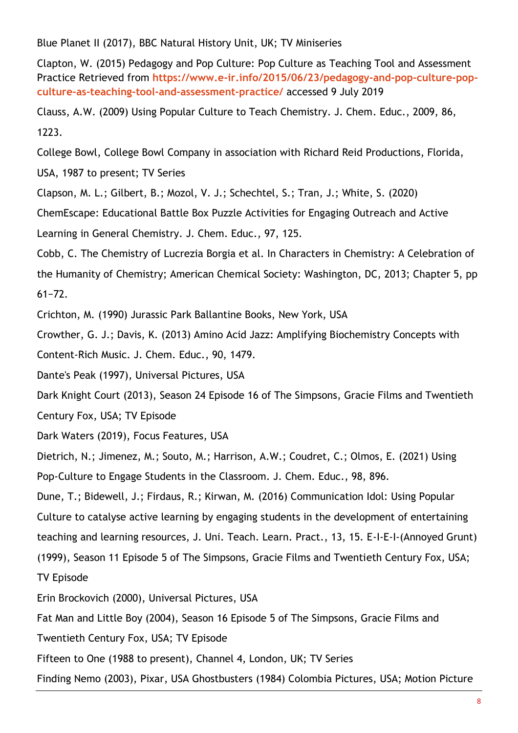Blue Planet II (2017), BBC Natural History Unit, UK; TV Miniseries

Clapton, W. (2015) Pedagogy and Pop Culture: Pop Culture as Teaching Tool and Assessment Practice Retrieved from **https://www.e-ir.info/2015/06/23/pedagogy-and-pop-culture-pop-culture-as-teaching-tool-and-assessment-practice/** accessed 9 July 2019

Clauss, A.W. (2009) Using Popular Culture to Teach Chemistry. J. Chem. Educ., 2009, 86, 1223.

College Bowl, College Bowl Company in association with Richard Reid Productions, Florida, USA, 1987 to present; TV Series

Clapson, M. L.; Gilbert, B.; Mozol, V. J.; Schechtel, S.; Tran, J.; White, S. (2020) ChemEscape: Educational Battle Box Puzzle Activities for Engaging Outreach and Active Learning in General Chemistry. J. Chem. Educ., 97, 125.

Cobb, C. The Chemistry of Lucrezia Borgia et al. In Characters in Chemistry: A Celebration of the Humanity of Chemistry; American Chemical Society: Washington, DC, 2013; Chapter 5, pp 61−72.

Crichton, M. (1990) Jurassic Park Ballantine Books, New York, USA

Crowther, G. J.; Davis, K. (2013) Amino Acid Jazz: Amplifying Biochemistry Concepts with Content-Rich Music. J. Chem. Educ., 90, 1479.

Dante's Peak (1997), Universal Pictures, USA

Dark Knight Court (2013), Season 24 Episode 16 of The Simpsons, Gracie Films and Twentieth Century Fox, USA; TV Episode

Dark Waters (2019), Focus Features, USA

Dietrich, N.; Jimenez, M.; Souto, M.; Harrison, A.W.; Coudret, C.; Olmos, E. (2021) Using Pop-Culture to Engage Students in the Classroom. J. Chem. Educ., 98, 896.

Dune, T.; Bidewell, J.; Firdaus, R.; Kirwan, M. (2016) Communication Idol: Using Popular Culture to catalyse active learning by engaging students in the development of entertaining teaching and learning resources, J. Uni. Teach. Learn. Pract., 13, 15. E-I-E-I-(Annoyed Grunt) (1999), Season 11 Episode 5 of The Simpsons, Gracie Films and Twentieth Century Fox, USA; TV Episode

Erin Brockovich (2000), Universal Pictures, USA

Fat Man and Little Boy (2004), Season 16 Episode 5 of The Simpsons, Gracie Films and Twentieth Century Fox, USA; TV Episode

Fifteen to One (1988 to present), Channel 4, London, UK; TV Series

Finding Nemo (2003), Pixar, USA Ghostbusters (1984) Colombia Pictures, USA; Motion Picture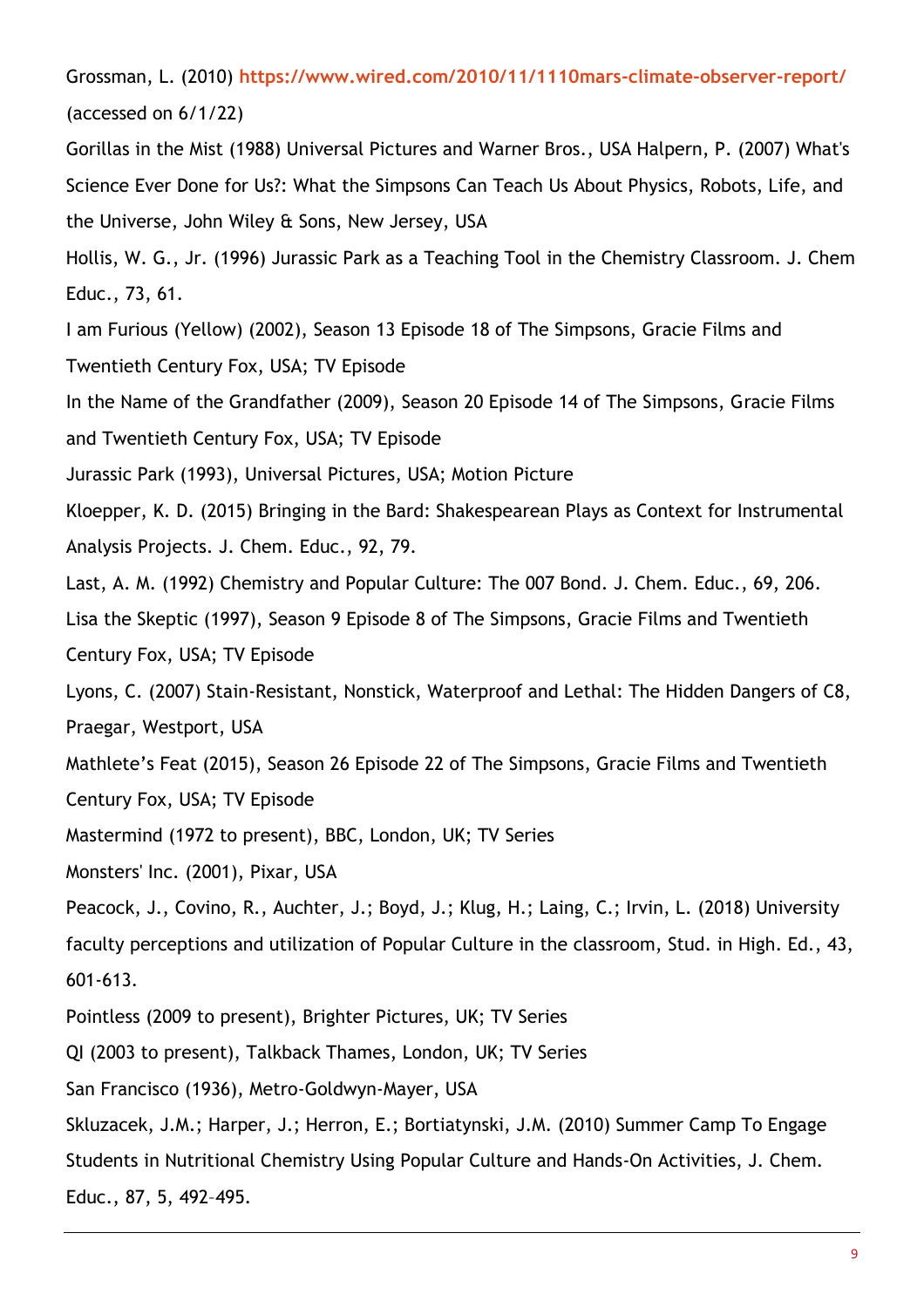Grossman, L. (2010) https://www.wired.com/2010/11/1110mars-climate-observer-report/ (accessed on 6/1/22)

Gorillas in the Mist (1988) Universal Pictures and Warner Bros., USA Halpern, P. (2007) What's Science Ever Done for Us?: What the Simpsons Can Teach Us About Physics, Robots, Life, and the Universe, John Wiley & Sons, New Jersey, USA

Hollis, W. G., Jr. (1996) Jurassic Park as a Teaching Tool in the Chemistry Classroom. J. Chem Educ., 73, 61.

I am Furious (Yellow) (2002), Season 13 Episode 18 of The Simpsons, Gracie Films and Twentieth Century Fox, USA; TV Episode

In the Name of the Grandfather (2009), Season 20 Episode 14 of The Simpsons, Gracie Films and Twentieth Century Fox, USA; TV Episode

Jurassic Park (1993), Universal Pictures, USA; Motion Picture

Kloepper, K. D. (2015) Bringing in the Bard: Shakespearean Plays as Context for Instrumental Analysis Projects. J. Chem. Educ., 92, 79.

Last, A. M. (1992) Chemistry and Popular Culture: The 007 Bond. J. Chem. Educ., 69, 206.

Lisa the Skeptic (1997), Season 9 Episode 8 of The Simpsons, Gracie Films and Twentieth Century Fox, USA; TV Episode

Lyons, C. (2007) Stain-Resistant, Nonstick, Waterproof and Lethal: The Hidden Dangers of C8, Praegar, Westport, USA

Mathlete's Feat (2015), Season 26 Episode 22 of The Simpsons, Gracie Films and Twentieth Century Fox, USA; TV Episode

Mastermind (1972 to present), BBC, London, UK; TV Series

Monsters' Inc. (2001), Pixar, USA

Peacock, J., Covino, R., Auchter, J.; Boyd, J.; Klug, H.; Laing, C.; Irvin, L. (2018) University faculty perceptions and utilization of Popular Culture in the classroom, Stud. in High. Ed., 43, 601-613.

Pointless (2009 to present), Brighter Pictures, UK; TV Series

QI (2003 to present), Talkback Thames, London, UK; TV Series

San Francisco (1936), Metro-Goldwyn-Mayer, USA

Skluzacek, J.M.; Harper, J.; Herron, E.; Bortiatynski, J.M. (2010) Summer Camp To Engage Students in Nutritional Chemistry Using Popular Culture and Hands-On Activities, J. Chem. Educ., 87, 5, 492–495.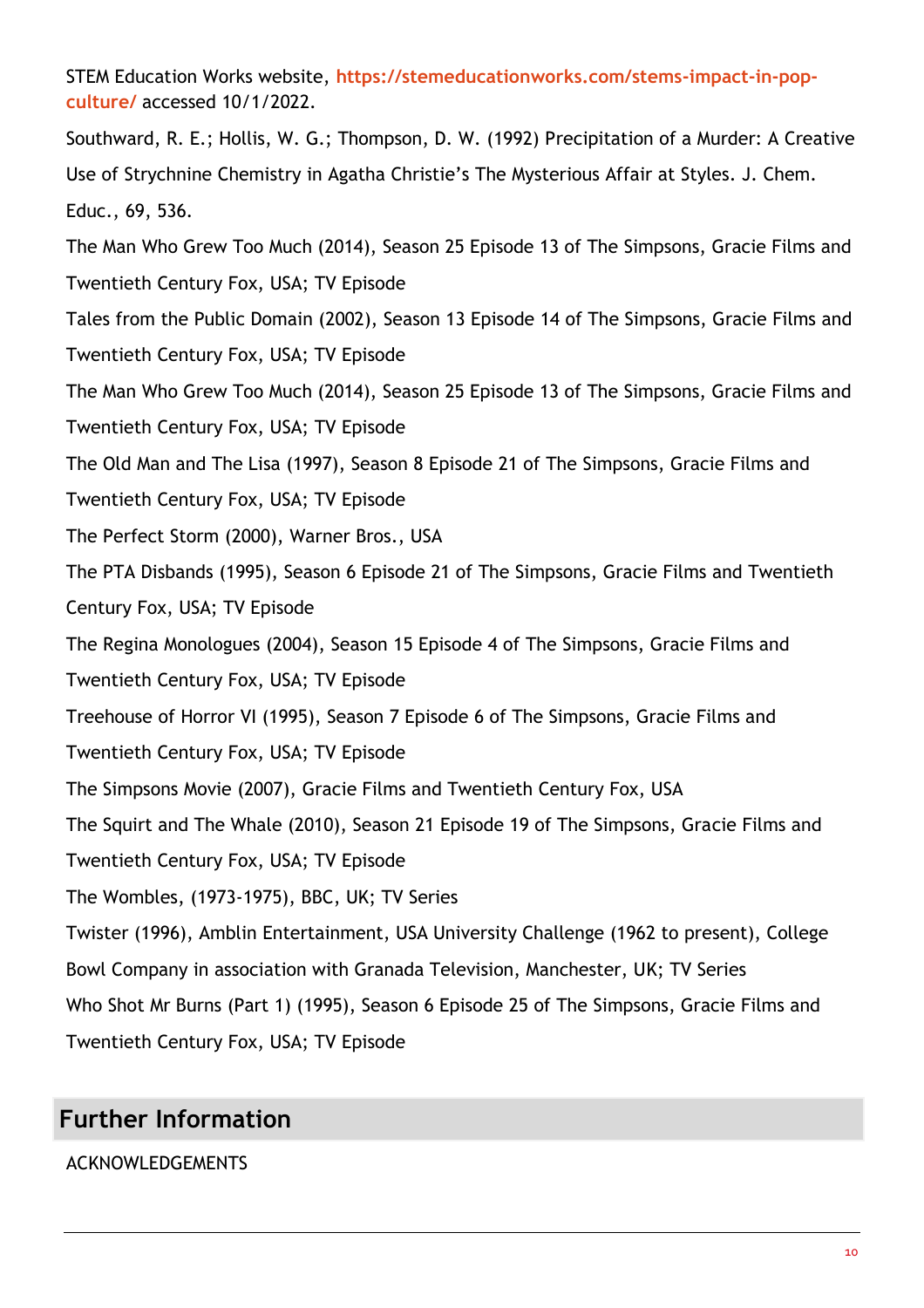STEM Education Works website, https://stemeducationworks.com/stems-impact-in-pop-culture/ accessed 10/1/2022.

Southward, R. E.; Hollis, W. G.; Thompson, D. W. (1992) Precipitation of a Murder: A Creative Use of Strychnine Chemistry in Agatha Christie's The Mysterious Affair at Styles. J. Chem. Educ., 69, 536.

The Man Who Grew Too Much (2014), Season 25 Episode 13 of The Simpsons, Gracie Films and Twentieth Century Fox, USA; TV Episode

Tales from the Public Domain (2002), Season 13 Episode 14 of The Simpsons, Gracie Films and Twentieth Century Fox, USA; TV Episode

The Man Who Grew Too Much (2014), Season 25 Episode 13 of The Simpsons, Gracie Films and Twentieth Century Fox, USA; TV Episode

The Old Man and The Lisa (1997), Season 8 Episode 21 of The Simpsons, Gracie Films and Twentieth Century Fox, USA; TV Episode

The Perfect Storm (2000), Warner Bros., USA

The PTA Disbands (1995), Season 6 Episode 21 of The Simpsons, Gracie Films and Twentieth Century Fox, USA; TV Episode

The Regina Monologues (2004), Season 15 Episode 4 of The Simpsons, Gracie Films and Twentieth Century Fox, USA; TV Episode

Treehouse of Horror VI (1995), Season 7 Episode 6 of The Simpsons, Gracie Films and Twentieth Century Fox, USA; TV Episode

The Simpsons Movie (2007), Gracie Films and Twentieth Century Fox, USA

The Squirt and The Whale (2010), Season 21 Episode 19 of The Simpsons, Gracie Films and Twentieth Century Fox, USA; TV Episode

The Wombles, (1973-1975), BBC, UK; TV Series

Twister (1996), Amblin Entertainment, USA University Challenge (1962 to present), College Bowl Company in association with Granada Television, Manchester, UK; TV Series

Who Shot Mr Burns (Part 1) (1995), Season 6 Episode 25 of The Simpsons, Gracie Films and Twentieth Century Fox, USA; TV Episode

## Further Information

ACKNOWLEDGEMENTS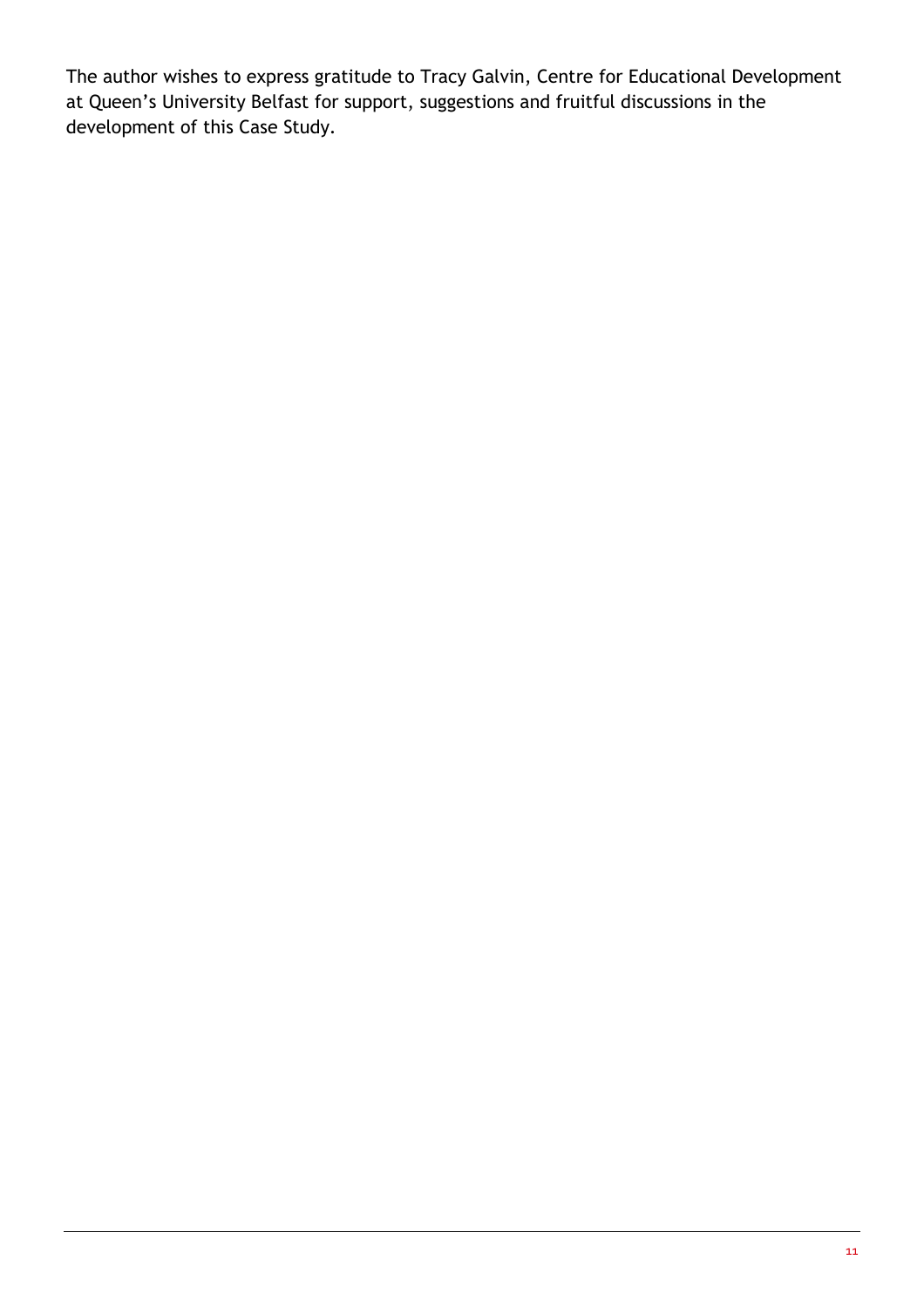The author wishes to express gratitude to Tracy Galvin, Centre for Educational Development at Queen's University Belfast for support, suggestions and fruitful discussions in the development of this Case Study.